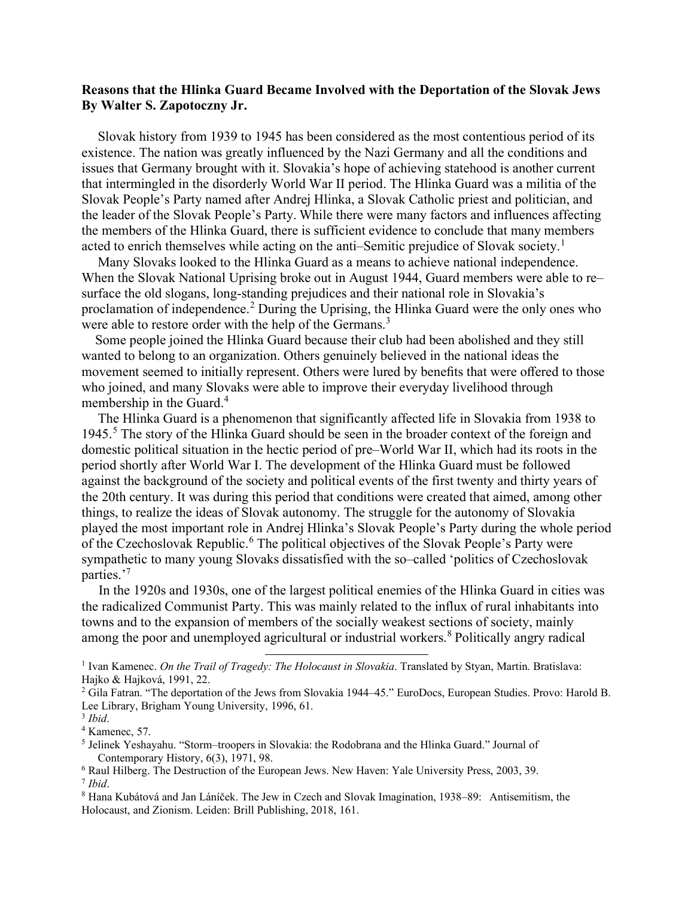**Reasons that the Hlinka Guard Became Involved with the Deportation of the Slovak Jews**
**By Walter S. Zapotoczny Jr.**

Slovak history from 1939 to 1945 has been considered as the most contentious period of its existence. The nation was greatly influenced by the Nazi Germany and all the conditions and issues that Germany brought with it. Slovakia's hope of achieving statehood is another current that intermingled in the disorderly World War II period. The Hlinka Guard was a militia of the Slovak People's Party named after Andrej Hlinka, a Slovak Catholic priest and politician, and the leader of the Slovak People's Party. While there were many factors and influences affecting the members of the Hlinka Guard, there is sufficient evidence to conclude that many members acted to enrich themselves while acting on the anti–Semitic prejudice of Slovak society.[1]

Many Slovaks looked to the Hlinka Guard as a means to achieve national independence. When the Slovak National Uprising broke out in August 1944, Guard members were able to re–surface the old slogans, long-standing prejudices and their national role in Slovakia's proclamation of independence.[2] During the Uprising, the Hlinka Guard were the only ones who were able to restore order with the help of the Germans.[3]

Some people joined the Hlinka Guard because their club had been abolished and they still wanted to belong to an organization. Others genuinely believed in the national ideas the movement seemed to initially represent. Others were lured by benefits that were offered to those who joined, and many Slovaks were able to improve their everyday livelihood through membership in the Guard.[4]

The Hlinka Guard is a phenomenon that significantly affected life in Slovakia from 1938 to 1945.[5] The story of the Hlinka Guard should be seen in the broader context of the foreign and domestic political situation in the hectic period of pre–World War II, which had its roots in the period shortly after World War I. The development of the Hlinka Guard must be followed against the background of the society and political events of the first twenty and thirty years of the 20th century. It was during this period that conditions were created that aimed, among other things, to realize the ideas of Slovak autonomy. The struggle for the autonomy of Slovakia played the most important role in Andrej Hlinka's Slovak People's Party during the whole period of the Czechoslovak Republic.[6] The political objectives of the Slovak People's Party were sympathetic to many young Slovaks dissatisfied with the so–called 'politics of Czechoslovak parties.'[7]

In the 1920s and 1930s, one of the largest political enemies of the Hlinka Guard in cities was the radicalized Communist Party. This was mainly related to the influx of rural inhabitants into towns and to the expansion of members of the socially weakest sections of society, mainly among the poor and unemployed agricultural or industrial workers.[8] Politically angry radical

---

[1] Ivan Kamenec. *On the Trail of Tragedy: The Holocaust in Slovakia*. Translated by Styan, Martin. Bratislava: Hajko & Hajková, 1991, 22.

[2] Gila Fatran. "The deportation of the Jews from Slovakia 1944–45." EuroDocs, European Studies. Provo: Harold B. Lee Library, Brigham Young University, 1996, 61.

[3] *Ibid*.

[4] Kamenec, 57.

[5] Jelinek Yeshayahu. "Storm–troopers in Slovakia: the Rodobrana and the Hlinka Guard." Journal of Contemporary History, 6(3), 1971, 98.

[6] Raul Hilberg. The Destruction of the European Jews. New Haven: Yale University Press, 2003, 39.

[7] *Ibid*.

[8] Hana Kubátová and Jan Láníček. The Jew in Czech and Slovak Imagination, 1938–89: Antisemitism, the Holocaust, and Zionism. Leiden: Brill Publishing, 2018, 161.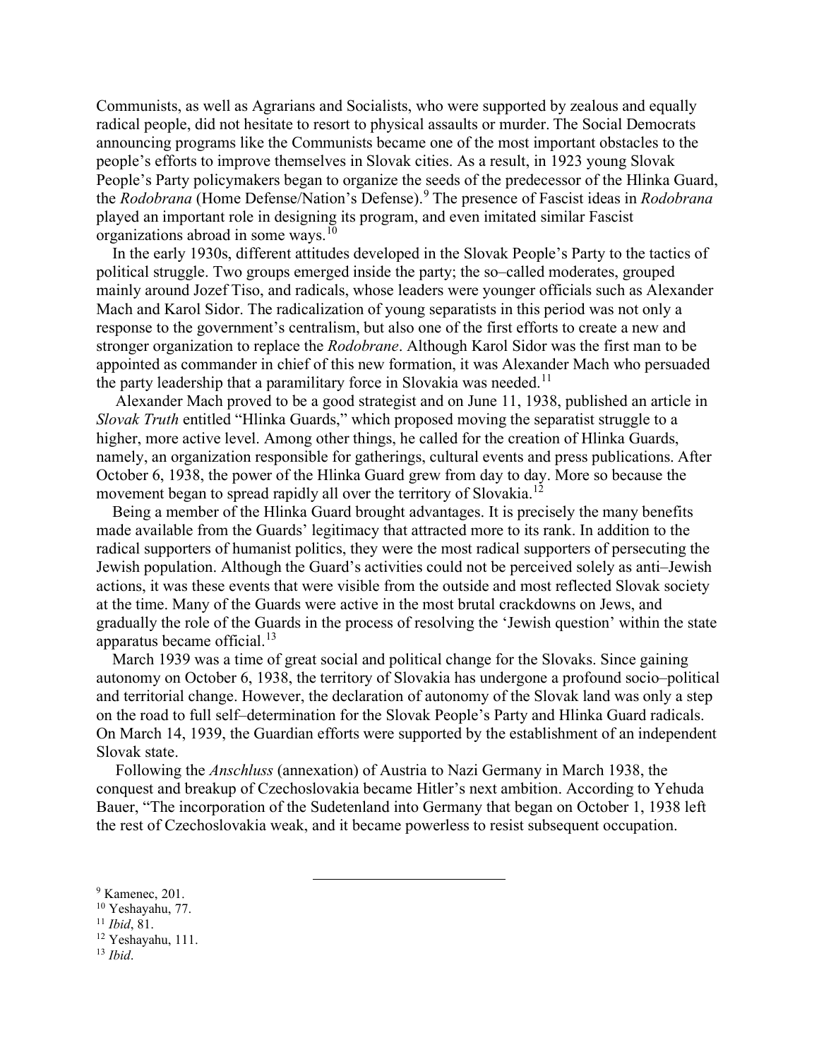Communists, as well as Agrarians and Socialists, who were supported by zealous and equally radical people, did not hesitate to resort to physical assaults or murder. The Social Democrats announcing programs like the Communists became one of the most important obstacles to the people's efforts to improve themselves in Slovak cities. As a result, in 1923 young Slovak People's Party policymakers began to organize the seeds of the predecessor of the Hlinka Guard, the *Rodobrana* (Home Defense/Nation's Defense).[9] The presence of Fascist ideas in *Rodobrana* played an important role in designing its program, and even imitated similar Fascist organizations abroad in some ways.[10]

In the early 1930s, different attitudes developed in the Slovak People's Party to the tactics of political struggle. Two groups emerged inside the party; the so–called moderates, grouped mainly around Jozef Tiso, and radicals, whose leaders were younger officials such as Alexander Mach and Karol Sidor. The radicalization of young separatists in this period was not only a response to the government's centralism, but also one of the first efforts to create a new and stronger organization to replace the *Rodobrane*. Although Karol Sidor was the first man to be appointed as commander in chief of this new formation, it was Alexander Mach who persuaded the party leadership that a paramilitary force in Slovakia was needed.[11]

Alexander Mach proved to be a good strategist and on June 11, 1938, published an article in *Slovak Truth* entitled "Hlinka Guards," which proposed moving the separatist struggle to a higher, more active level. Among other things, he called for the creation of Hlinka Guards, namely, an organization responsible for gatherings, cultural events and press publications. After October 6, 1938, the power of the Hlinka Guard grew from day to day. More so because the movement began to spread rapidly all over the territory of Slovakia.[12]

Being a member of the Hlinka Guard brought advantages. It is precisely the many benefits made available from the Guards' legitimacy that attracted more to its rank. In addition to the radical supporters of humanist politics, they were the most radical supporters of persecuting the Jewish population. Although the Guard's activities could not be perceived solely as anti–Jewish actions, it was these events that were visible from the outside and most reflected Slovak society at the time. Many of the Guards were active in the most brutal crackdowns on Jews, and gradually the role of the Guards in the process of resolving the 'Jewish question' within the state apparatus became official.[13]

March 1939 was a time of great social and political change for the Slovaks. Since gaining autonomy on October 6, 1938, the territory of Slovakia has undergone a profound socio–political and territorial change. However, the declaration of autonomy of the Slovak land was only a step on the road to full self–determination for the Slovak People's Party and Hlinka Guard radicals. On March 14, 1939, the Guardian efforts were supported by the establishment of an independent Slovak state.

Following the *Anschluss* (annexation) of Austria to Nazi Germany in March 1938, the conquest and breakup of Czechoslovakia became Hitler's next ambition. According to Yehuda Bauer, "The incorporation of the Sudetenland into Germany that began on October 1, 1938 left the rest of Czechoslovakia weak, and it became powerless to resist subsequent occupation.

---

[9] Kamenec, 201.

[10] Yeshayahu, 77.

[11] *Ibid*, 81.

[12] Yeshayahu, 111.

[13] *Ibid*.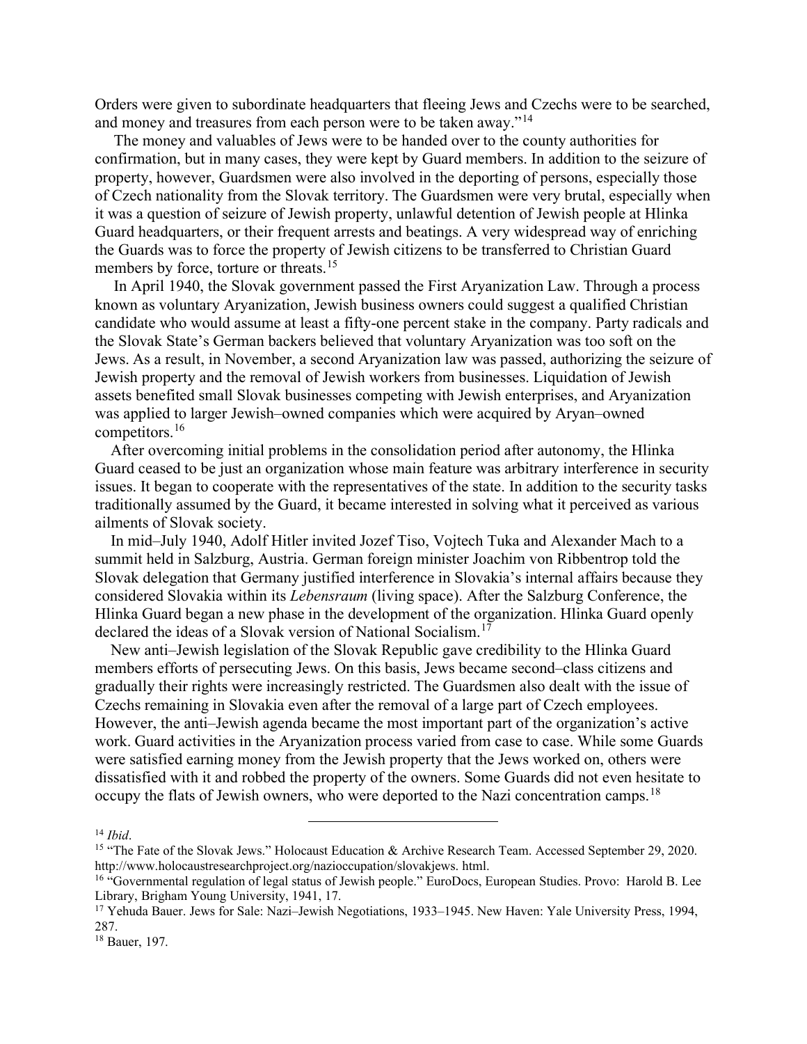Orders were given to subordinate headquarters that fleeing Jews and Czechs were to be searched, and money and treasures from each person were to be taken away."[14]

The money and valuables of Jews were to be handed over to the county authorities for confirmation, but in many cases, they were kept by Guard members. In addition to the seizure of property, however, Guardsmen were also involved in the deporting of persons, especially those of Czech nationality from the Slovak territory. The Guardsmen were very brutal, especially when it was a question of seizure of Jewish property, unlawful detention of Jewish people at Hlinka Guard headquarters, or their frequent arrests and beatings. A very widespread way of enriching the Guards was to force the property of Jewish citizens to be transferred to Christian Guard members by force, torture or threats.[15]

In April 1940, the Slovak government passed the First Aryanization Law. Through a process known as voluntary Aryanization, Jewish business owners could suggest a qualified Christian candidate who would assume at least a fifty-one percent stake in the company. Party radicals and the Slovak State's German backers believed that voluntary Aryanization was too soft on the Jews. As a result, in November, a second Aryanization law was passed, authorizing the seizure of Jewish property and the removal of Jewish workers from businesses. Liquidation of Jewish assets benefited small Slovak businesses competing with Jewish enterprises, and Aryanization was applied to larger Jewish–owned companies which were acquired by Aryan–owned competitors.[16]

After overcoming initial problems in the consolidation period after autonomy, the Hlinka Guard ceased to be just an organization whose main feature was arbitrary interference in security issues. It began to cooperate with the representatives of the state. In addition to the security tasks traditionally assumed by the Guard, it became interested in solving what it perceived as various ailments of Slovak society.

In mid–July 1940, Adolf Hitler invited Jozef Tiso, Vojtech Tuka and Alexander Mach to a summit held in Salzburg, Austria. German foreign minister Joachim von Ribbentrop told the Slovak delegation that Germany justified interference in Slovakia's internal affairs because they considered Slovakia within its *Lebensraum* (living space). After the Salzburg Conference, the Hlinka Guard began a new phase in the development of the organization. Hlinka Guard openly declared the ideas of a Slovak version of National Socialism.[17]

New anti–Jewish legislation of the Slovak Republic gave credibility to the Hlinka Guard members efforts of persecuting Jews. On this basis, Jews became second–class citizens and gradually their rights were increasingly restricted. The Guardsmen also dealt with the issue of Czechs remaining in Slovakia even after the removal of a large part of Czech employees. However, the anti–Jewish agenda became the most important part of the organization's active work. Guard activities in the Aryanization process varied from case to case. While some Guards were satisfied earning money from the Jewish property that the Jews worked on, others were dissatisfied with it and robbed the property of the owners. Some Guards did not even hesitate to occupy the flats of Jewish owners, who were deported to the Nazi concentration camps.[18]

---

[14] *Ibid*.

[15] "The Fate of the Slovak Jews." Holocaust Education & Archive Research Team. Accessed September 29, 2020. http://www.holocaustresearchproject.org/nazioccupation/slovakjews. html.

[16] "Governmental regulation of legal status of Jewish people." EuroDocs, European Studies. Provo: Harold B. Lee Library, Brigham Young University, 1941, 17.

[17] Yehuda Bauer. Jews for Sale: Nazi–Jewish Negotiations, 1933–1945. New Haven: Yale University Press, 1994, 287.

[18] Bauer, 197.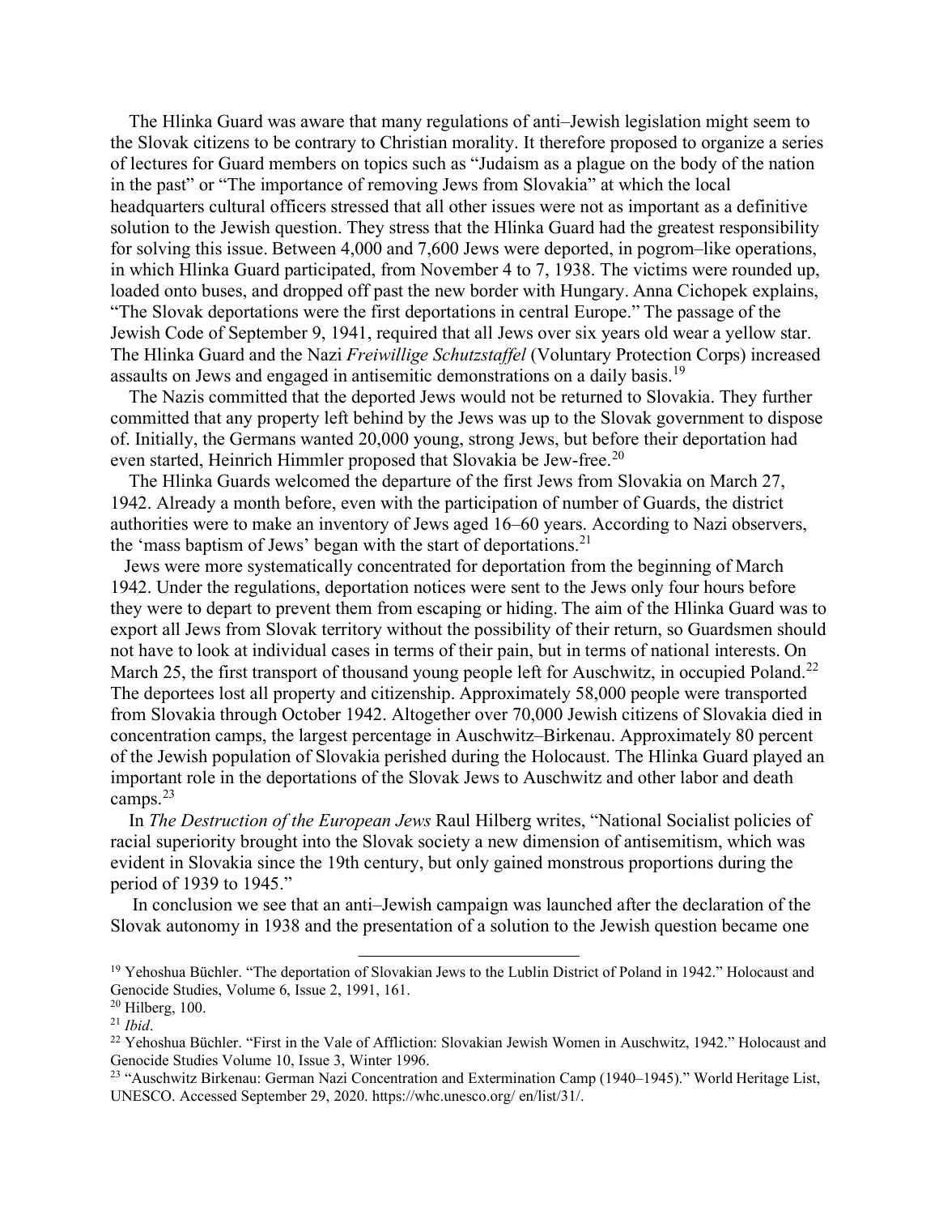The Hlinka Guard was aware that many regulations of anti–Jewish legislation might seem to the Slovak citizens to be contrary to Christian morality. It therefore proposed to organize a series of lectures for Guard members on topics such as "Judaism as a plague on the body of the nation in the past" or "The importance of removing Jews from Slovakia" at which the local headquarters cultural officers stressed that all other issues were not as important as a definitive solution to the Jewish question. They stress that the Hlinka Guard had the greatest responsibility for solving this issue. Between 4,000 and 7,600 Jews were deported, in pogrom–like operations, in which Hlinka Guard participated, from November 4 to 7, 1938. The victims were rounded up, loaded onto buses, and dropped off past the new border with Hungary. Anna Cichopek explains, "The Slovak deportations were the first deportations in central Europe." The passage of the Jewish Code of September 9, 1941, required that all Jews over six years old wear a yellow star. The Hlinka Guard and the Nazi *Freiwillige Schutzstaffel* (Voluntary Protection Corps) increased assaults on Jews and engaged in antisemitic demonstrations on a daily basis.[19]

The Nazis committed that the deported Jews would not be returned to Slovakia. They further committed that any property left behind by the Jews was up to the Slovak government to dispose of. Initially, the Germans wanted 20,000 young, strong Jews, but before their deportation had even started, Heinrich Himmler proposed that Slovakia be Jew-free.[20]

The Hlinka Guards welcomed the departure of the first Jews from Slovakia on March 27, 1942. Already a month before, even with the participation of number of Guards, the district authorities were to make an inventory of Jews aged 16–60 years. According to Nazi observers, the 'mass baptism of Jews' began with the start of deportations.[21]

Jews were more systematically concentrated for deportation from the beginning of March 1942. Under the regulations, deportation notices were sent to the Jews only four hours before they were to depart to prevent them from escaping or hiding. The aim of the Hlinka Guard was to export all Jews from Slovak territory without the possibility of their return, so Guardsmen should not have to look at individual cases in terms of their pain, but in terms of national interests. On March 25, the first transport of thousand young people left for Auschwitz, in occupied Poland.[22] The deportees lost all property and citizenship. Approximately 58,000 people were transported from Slovakia through October 1942. Altogether over 70,000 Jewish citizens of Slovakia died in concentration camps, the largest percentage in Auschwitz–Birkenau. Approximately 80 percent of the Jewish population of Slovakia perished during the Holocaust. The Hlinka Guard played an important role in the deportations of the Slovak Jews to Auschwitz and other labor and death camps.[23]

In *The Destruction of the European Jews* Raul Hilberg writes, "National Socialist policies of racial superiority brought into the Slovak society a new dimension of antisemitism, which was evident in Slovakia since the 19th century, but only gained monstrous proportions during the period of 1939 to 1945."

In conclusion we see that an anti–Jewish campaign was launched after the declaration of the Slovak autonomy in 1938 and the presentation of a solution to the Jewish question became one

---

[19] Yehoshua Büchler. "The deportation of Slovakian Jews to the Lublin District of Poland in 1942." Holocaust and Genocide Studies, Volume 6, Issue 2, 1991, 161.

[20] Hilberg, 100.

[21] *Ibid*.

[22] Yehoshua Büchler. "First in the Vale of Affliction: Slovakian Jewish Women in Auschwitz, 1942." Holocaust and Genocide Studies Volume 10, Issue 3, Winter 1996.

[23] "Auschwitz Birkenau: German Nazi Concentration and Extermination Camp (1940–1945)." World Heritage List, UNESCO. Accessed September 29, 2020. https://whc.unesco.org/ en/list/31/.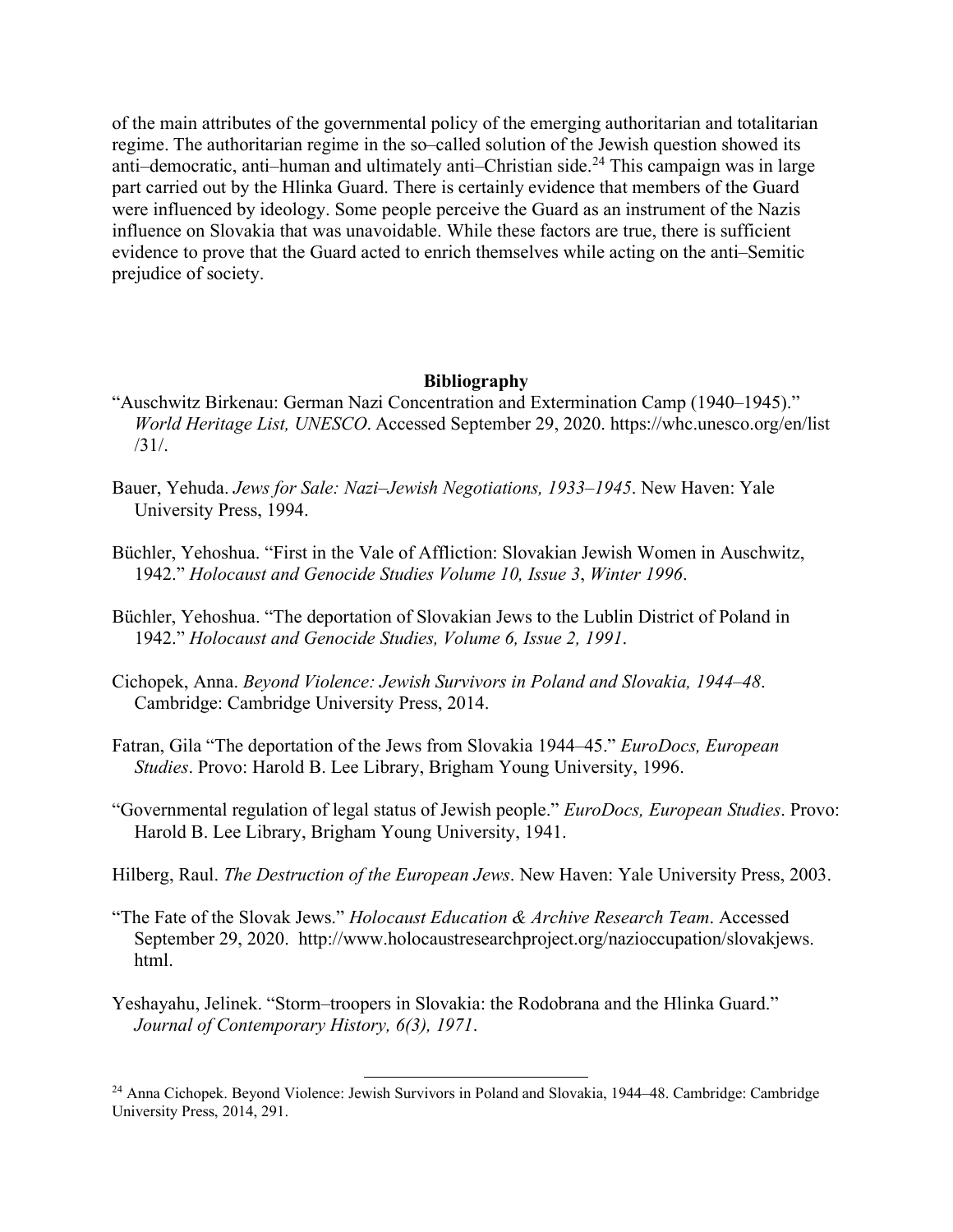of the main attributes of the governmental policy of the emerging authoritarian and totalitarian regime. The authoritarian regime in the so–called solution of the Jewish question showed its anti–democratic, anti–human and ultimately anti–Christian side.[24] This campaign was in large part carried out by the Hlinka Guard. There is certainly evidence that members of the Guard were influenced by ideology. Some people perceive the Guard as an instrument of the Nazis influence on Slovakia that was unavoidable. While these factors are true, there is sufficient evidence to prove that the Guard acted to enrich themselves while acting on the anti–Semitic prejudice of society.

## Bibliography

"Auschwitz Birkenau: German Nazi Concentration and Extermination Camp (1940–1945)." *World Heritage List, UNESCO*. Accessed September 29, 2020. https://whc.unesco.org/en/list/31/.

Bauer, Yehuda. *Jews for Sale: Nazi–Jewish Negotiations, 1933–1945*. New Haven: Yale University Press, 1994.

Büchler, Yehoshua. "First in the Vale of Affliction: Slovakian Jewish Women in Auschwitz, 1942." *Holocaust and Genocide Studies Volume 10, Issue 3, Winter 1996*.

Büchler, Yehoshua. "The deportation of Slovakian Jews to the Lublin District of Poland in 1942." *Holocaust and Genocide Studies, Volume 6, Issue 2, 1991*.

Cichopek, Anna. *Beyond Violence: Jewish Survivors in Poland and Slovakia, 1944–48*. Cambridge: Cambridge University Press, 2014.

Fatran, Gila "The deportation of the Jews from Slovakia 1944–45." *EuroDocs, European Studies*. Provo: Harold B. Lee Library, Brigham Young University, 1996.

"Governmental regulation of legal status of Jewish people." *EuroDocs, European Studies*. Provo: Harold B. Lee Library, Brigham Young University, 1941.

Hilberg, Raul. *The Destruction of the European Jews*. New Haven: Yale University Press, 2003.

"The Fate of the Slovak Jews." *Holocaust Education & Archive Research Team*. Accessed September 29, 2020. http://www.holocaustresearchproject.org/nazioccupation/slovakjews.html.

Yeshayahu, Jelinek. "Storm–troopers in Slovakia: the Rodobrana and the Hlinka Guard." *Journal of Contemporary History, 6(3), 1971*.

---

[24] Anna Cichopek. Beyond Violence: Jewish Survivors in Poland and Slovakia, 1944–48. Cambridge: Cambridge University Press, 2014, 291.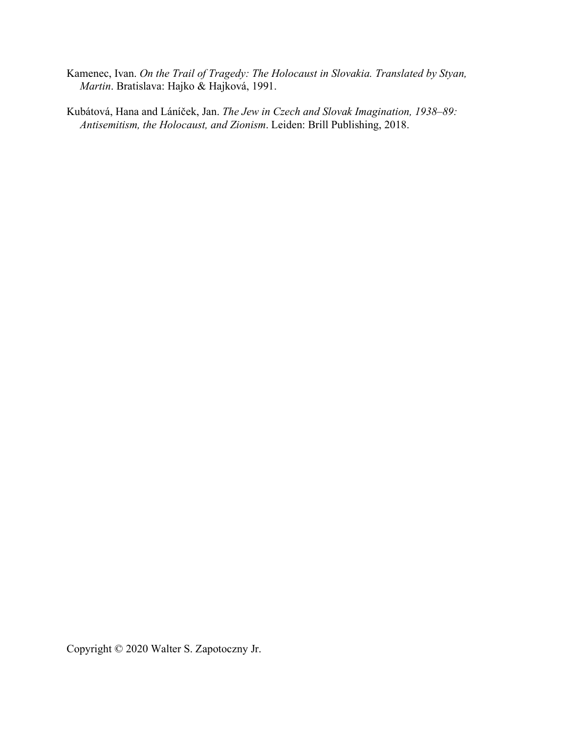Kamenec, Ivan. *On the Trail of Tragedy: The Holocaust in Slovakia. Translated by Styan, Martin*. Bratislava: Hajko & Hajková, 1991.

Kubátová, Hana and Láníček, Jan. *The Jew in Czech and Slovak Imagination, 1938–89: Antisemitism, the Holocaust, and Zionism*. Leiden: Brill Publishing, 2018.

Copyright © 2020 Walter S. Zapotoczny Jr.